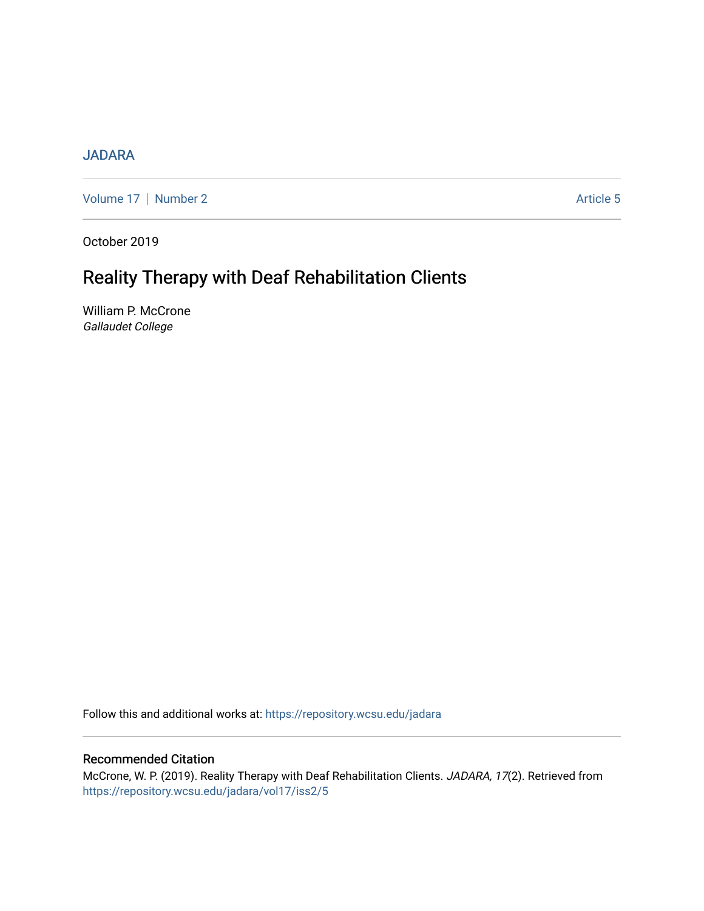JADARA

Volume 17 | Number 2 Article 5

October 2019

# Reality Therapy with Deaf Rehabilitation Clients

William P. McCrone
*Gallaudet College*

Follow this and additional works at: https://repository.wcsu.edu/jadara

## Recommended Citation

McCrone, W. P. (2019). Reality Therapy with Deaf Rehabilitation Clients. *JADARA, 17*(2). Retrieved from https://repository.wcsu.edu/jadara/vol17/iss2/5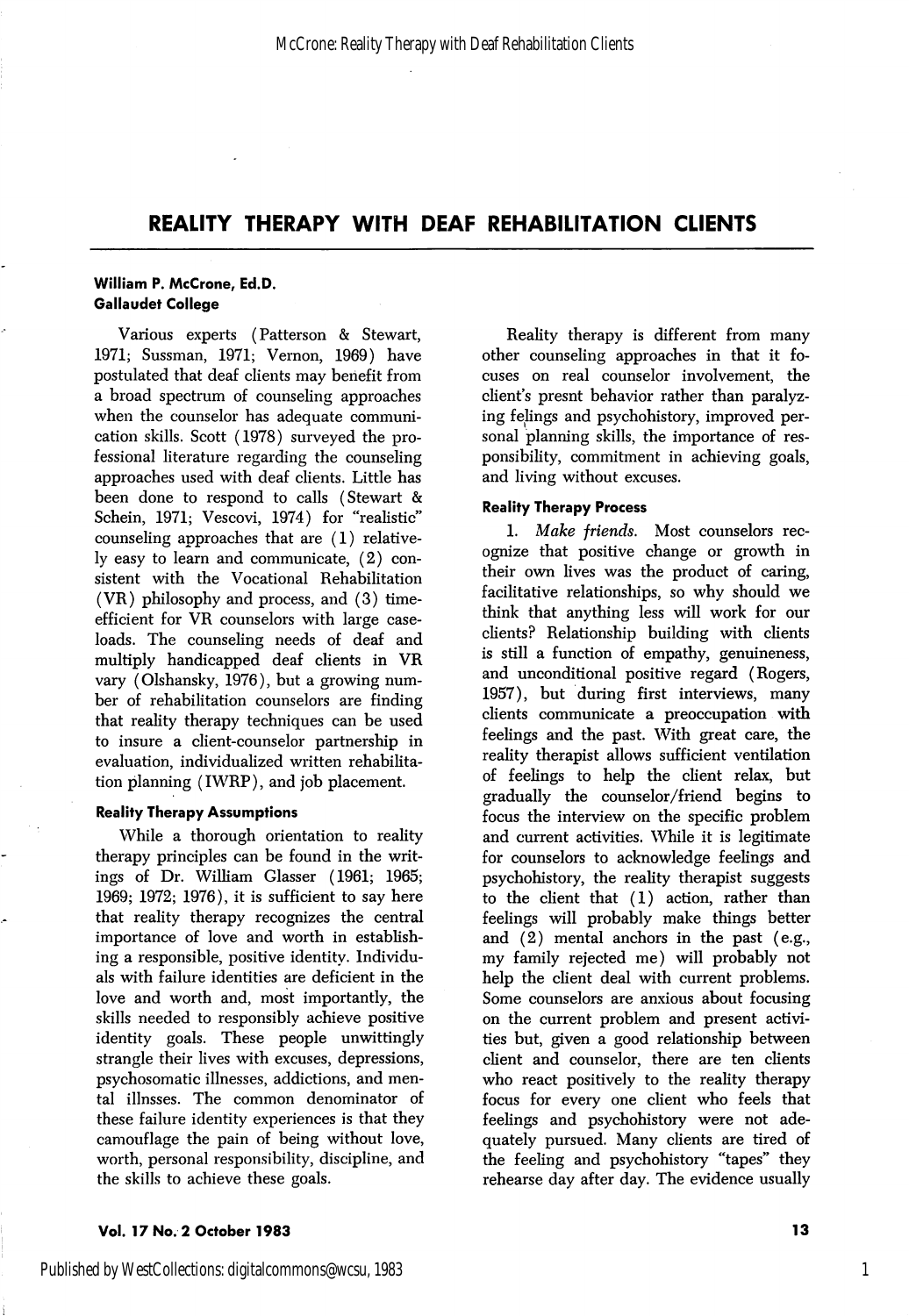# REALITY THERAPY WITH DEAF REHABILITATION CLIENTS

**William P. McCrone, Ed.D.**
**Gallaudet College**

Various experts (Patterson & Stewart, 1971; Sussman, 1971; Vernon, 1969) have postulated that deaf clients may benefit from a broad spectrum of counseling approaches when the counselor has adequate communication skills. Scott (1978) surveyed the professional literature regarding the counseling approaches used with deaf clients. Little has been done to respond to calls (Stewart & Schein, 1971; Vescovi, 1974) for "realistic" counseling approaches that are (1) relatively easy to learn and communicate, (2) consistent with the Vocational Rehabilitation (VR) philosophy and process, and (3) time-efficient for VR counselors with large caseloads. The counseling needs of deaf and multiply handicapped deaf clients in VR vary (Olshansky, 1976), but a growing number of rehabilitation counselors are finding that reality therapy techniques can be used to insure a client-counselor partnership in evaluation, individualized written rehabilitation planning (IWRP), and job placement.

### Reality Therapy Assumptions

While a thorough orientation to reality therapy principles can be found in the writings of Dr. William Glasser (1961; 1965; 1969; 1972; 1976), it is sufficient to say here that reality therapy recognizes the central importance of love and worth in establishing a responsible, positive identity. Individuals with failure identities are deficient in the love and worth and, most importantly, the skills needed to responsibly achieve positive identity goals. These people unwittingly strangle their lives with excuses, depressions, psychosomatic illnesses, addictions, and mental illnsses. The common denominator of these failure identity experiences is that they camouflage the pain of being without love, worth, personal responsibility, discipline, and the skills to achieve these goals.

Reality therapy is different from many other counseling approaches in that it focuses on real counselor involvement, the client's presnt behavior rather than paralyzing felings and psychohistory, improved personal planning skills, the importance of responsibility, commitment in achieving goals, and living without excuses.

### Reality Therapy Process

1. *Make friends.* Most counselors recognize that positive change or growth in their own lives was the product of caring, facilitative relationships, so why should we think that anything less will work for our clients? Relationship building with clients is still a function of empathy, genuineness, and unconditional positive regard (Rogers, 1957), but during first interviews, many clients communicate a preoccupation with feelings and the past. With great care, the reality therapist allows sufficient ventilation of feelings to help the client relax, but gradually the counselor/friend begins to focus the interview on the specific problem and current activities. While it is legitimate for counselors to acknowledge feelings and psychohistory, the reality therapist suggests to the client that (1) action, rather than feelings will probably make things better and (2) mental anchors in the past (e.g., my family rejected me) will probably not help the client deal with current problems. Some counselors are anxious about focusing on the current problem and present activities but, given a good relationship between client and counselor, there are ten clients who react positively to the reality therapy focus for every one client who feels that feelings and psychohistory were not adequately pursued. Many clients are tired of the feeling and psychohistory "tapes" they rehearse day after day. The evidence usually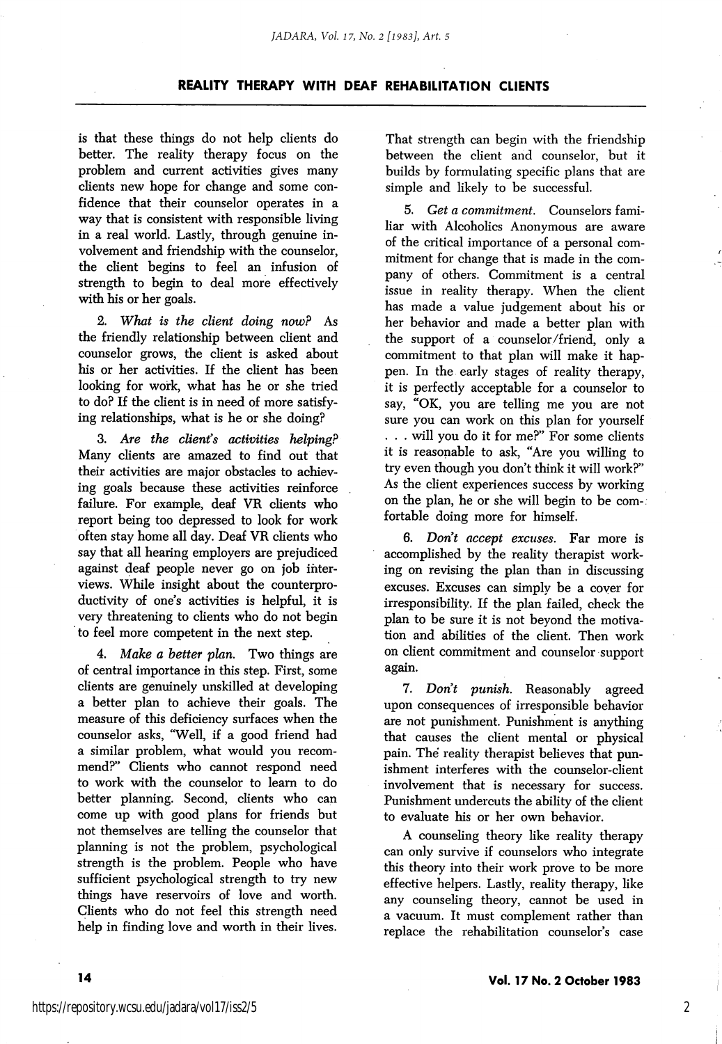is that these things do not help clients do better. The reality therapy focus on the problem and current activities gives many clients new hope for change and some confidence that their counselor operates in a way that is consistent with responsible living in a real world. Lastly, through genuine involvement and friendship with the counselor, the client begins to feel an infusion of strength to begin to deal more effectively with his or her goals.

2. *What is the client doing now?* As the friendly relationship between client and counselor grows, the client is asked about his or her activities. If the client has been looking for work, what has he or she tried to do? If the client is in need of more satisfying relationships, what is he or she doing?

3. *Are the client's activities helping?* Many clients are amazed to find out that their activities are major obstacles to achieving goals because these activities reinforce failure. For example, deaf VR clients who report being too depressed to look for work often stay home all day. Deaf VR clients who say that all hearing employers are prejudiced against deaf people never go on job interviews. While insight about the counterproductivity of one's activities is helpful, it is very threatening to clients who do not begin to feel more competent in the next step.

4. *Make a better plan.* Two things are of central importance in this step. First, some clients are genuinely unskilled at developing a better plan to achieve their goals. The measure of this deficiency surfaces when the counselor asks, "Well, if a good friend had a similar problem, what would you recommend?" Clients who cannot respond need to work with the counselor to learn to do better planning. Second, clients who can come up with good plans for friends but not themselves are telling the counselor that planning is not the problem, psychological strength is the problem. People who have sufficient psychological strength to try new things have reservoirs of love and worth. Clients who do not feel this strength need help in finding love and worth in their lives. That strength can begin with the friendship between the client and counselor, but it builds by formulating specific plans that are simple and likely to be successful.

5. *Get a commitment.* Counselors familiar with Alcoholics Anonymous are aware of the critical importance of a personal commitment for change that is made in the company of others. Commitment is a central issue in reality therapy. When the client has made a value judgement about his or her behavior and made a better plan with the support of a counselor/friend, only a commitment to that plan will make it happen. In the early stages of reality therapy, it is perfectly acceptable for a counselor to say, "OK, you are telling me you are not sure you can work on this plan for yourself . . . will you do it for me?" For some clients it is reasonable to ask, "Are you willing to try even though you don't think it will work?" As the client experiences success by working on the plan, he or she will begin to be comfortable doing more for himself.

6. *Don't accept excuses.* Far more is accomplished by the reality therapist working on revising the plan than in discussing excuses. Excuses can simply be a cover for irresponsibility. If the plan failed, check the plan to be sure it is not beyond the motivation and abilities of the client. Then work on client commitment and counselor support again.

7. *Don't punish.* Reasonably agreed upon consequences of irresponsible behavior are not punishment. Punishment is anything that causes the client mental or physical pain. The reality therapist believes that punishment interferes with the counselor-client involvement that is necessary for success. Punishment undercuts the ability of the client to evaluate his or her own behavior.

A counseling theory like reality therapy can only survive if counselors who integrate this theory into their work prove to be more effective helpers. Lastly, reality therapy, like any counseling theory, cannot be used in a vacuum. It must complement rather than replace the rehabilitation counselor's case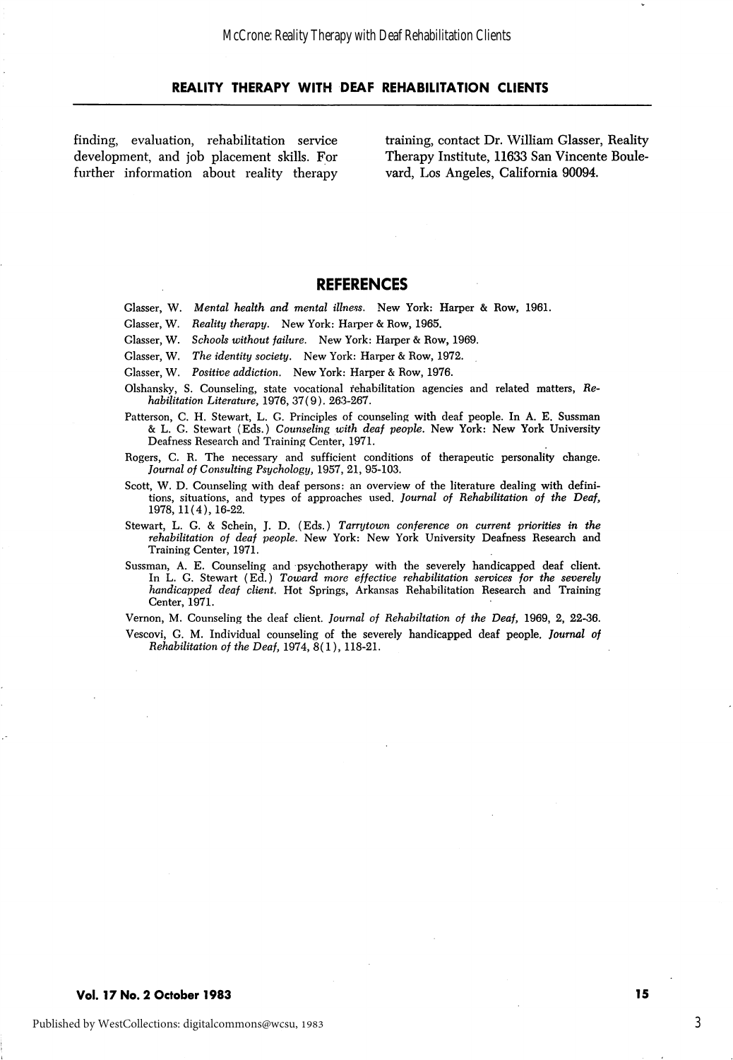finding, evaluation, rehabilitation service development, and job placement skills. For further information about reality therapy training, contact Dr. William Glasser, Reality Therapy Institute, 11633 San Vincente Boulevard, Los Angeles, California 90094.

## REFERENCES

Glasser, W. *Mental health and mental illness.* New York: Harper & Row, 1961.

Glasser, W. *Reality therapy.* New York: Harper & Row, 1965.

Glasser, W. *Schools without failure.* New York: Harper & Row, 1969.

Glasser, W. *The identity society.* New York: Harper & Row, 1972.

Glasser, W. *Positive addiction.* New York: Harper & Row, 1976.

Olshansky, S. Counseling, state vocational rehabilitation agencies and related matters, *Rehabilitation Literature,* 1976, 37(9). 263-267.

Patterson, C. H. Stewart, L. G. Principles of counseling with deaf people. In A. E. Sussman & L. G. Stewart (Eds.) *Counseling with deaf people.* New York: New York University Deafness Research and Training Center, 1971.

Rogers, C. R. The necessary and sufficient conditions of therapeutic personality change. *Journal of Consulting Psychology,* 1957, 21, 95-103.

Scott, W. D. Counseling with deaf persons: an overview of the literature dealing with definitions, situations, and types of approaches used. *Journal of Rehabilitation of the Deaf,* 1978, 11(4), 16-22.

Stewart, L. G. & Schein, J. D. (Eds.) *Tarrytown conference on current priorities in the rehabilitation of deaf people.* New York: New York University Deafness Research and Training Center, 1971.

Sussman, A. E. Counseling and psychotherapy with the severely handicapped deaf client. In L. G. Stewart (Ed.) *Toward more effective rehabilitation services for the severely handicapped deaf client.* Hot Springs, Arkansas Rehabilitation Research and Training Center, 1971.

Vernon, M. Counseling the deaf client. *Journal of Rehabiltation of the Deaf,* 1969, 2, 22-36.

Vescovi, G. M. Individual counseling of the severely handicapped deaf people. *Journal of Rehabilitation of the Deaf,* 1974, 8(1), 118-21.